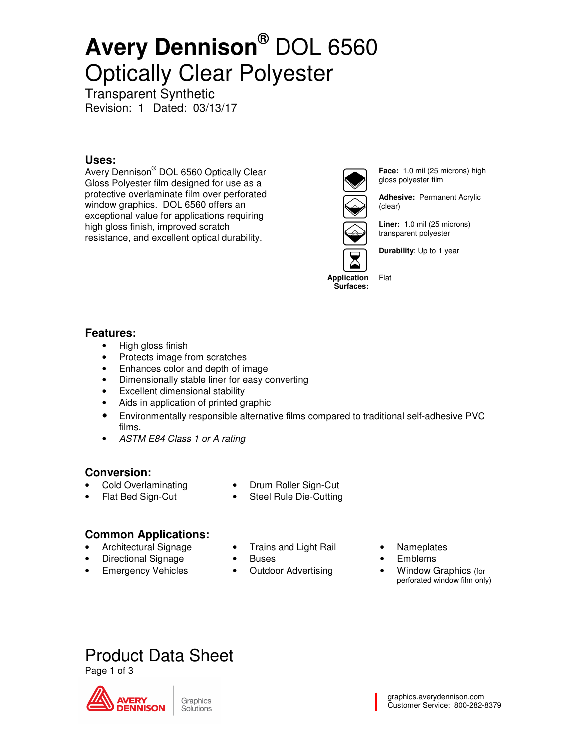# Avery Dennison® DOL 6560 Optically Clear Polyester

Transparent Synthetic

Revision: 1 Dated: 03/13/17

## Uses:

Avery Dennison® DOL 6560 Optically Clear Gloss Polyester film designed for use as a protective overlaminate film over perforated window graphics. DOL 6560 offers an exceptional value for applications requiring high gloss finish, improved scratch resistance, and excellent optical durability.

**Face:** 1.0 mil (25 microns) high gloss polyester film

**Adhesive:** Permanent Acrylic (clear)

**Liner:** 1.0 mil (25 microns) transparent polyester

**Durability**: Up to 1 year

**Application Surfaces:** Flat

## Features:

- High gloss finish
- Protects image from scratches
- Enhances color and depth of image
- Dimensionally stable liner for easy converting
- Excellent dimensional stability
- Aids in application of printed graphic
- Environmentally responsible alternative films compared to traditional self-adhesive PVC films.
- *ASTM E84 Class 1 or A rating*

## Conversion:

- Cold Overlaminating
- Flat Bed Sign-Cut
- Drum Roller Sign-Cut
- Steel Rule Die-Cutting

## Common Applications:

- Architectural Signage
- Directional Signage
- Emergency Vehicles
- Trains and Light Rail
- Buses
- Outdoor Advertising
- Nameplates
- Emblems
- Window Graphics (for perforated window film only)

# Product Data Sheet

graphics.averydennison.com
Customer Service: 800-282-8379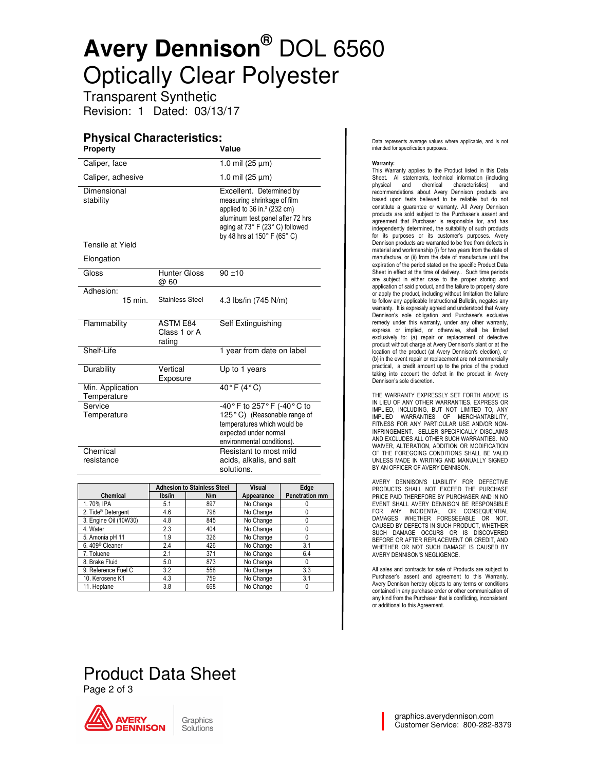# Avery Dennison® DOL 6560 Optically Clear Polyester

Transparent Synthetic

Revision: 1 Dated: 03/13/17

## Physical Characteristics:

| Property | | Value |
|---|---|---|
| Caliper, face | | 1.0 mil (25 µm) |
| Caliper, adhesive | | 1.0 mil (25 µm) |
| Dimensional stability | | Excellent. Determined by measuring shrinkage of film applied to 36 in.² (232 cm) aluminum test panel after 72 hrs aging at 73° F (23° C) followed by 48 hrs at 150° F (65° C) |
| Tensile at Yield | | |
| Elongation | | |
| Gloss | Hunter Gloss @ 60 | 90 ±10 |
| Adhesion: 15 min. | Stainless Steel | 4.3 lbs/in (745 N/m) |
| Flammability | ASTM E84 Class 1 or A rating | Self Extinguishing |
| Shelf-Life | | 1 year from date on label |
| Durability | Vertical Exposure | Up to 1 years |
| Min. Application Temperature | | 40°F (4°C) |
| Service Temperature | | -40°F to 257°F (-40°C to 125°C) (Reasonable range of temperatures which would be expected under normal environmental conditions). |
| Chemical resistance | | Resistant to most mild acids, alkalis, and salt solutions. |

| Chemical | Adhesion to Stainless Steel | | Visual | Edge |
|---|---|---|---|---|
| | lbs/in | N/m | Appearance | Penetration mm |
| 1. 70% IPA | 5.1 | 897 | No Change | 0 |
| 2. Tide® Detergent | 4.6 | 798 | No Change | 0 |
| 3. Engine Oil (10W30) | 4.8 | 845 | No Change | 0 |
| 4. Water | 2.3 | 404 | No Change | 0 |
| 5. Amonia pH 11 | 1.9 | 326 | No Change | 0 |
| 6. 409® Cleaner | 2.4 | 426 | No Change | 3.1 |
| 7. Toluene | 2.1 | 371 | No Change | 6.4 |
| 8. Brake Fluid | 5.0 | 873 | No Change | 0 |
| 9. Reference Fuel C | 3.2 | 558 | No Change | 3.3 |
| 10. Kerosene K1 | 4.3 | 759 | No Change | 3.1 |
| 11. Heptane | 3.8 | 668 | No Change | 0 |

Data represents average values where applicable, and is not intended for specification purposes.

**Warranty:**
This Warranty applies to the Product listed in this Data Sheet. All statements, technical information (including physical and chemical characteristics) and recommendations about Avery Dennison products are based upon tests believed to be reliable but do not constitute a guarantee or warranty. All Avery Dennison products are sold subject to the Purchaser's assent and agreement that Purchaser is responsible for, and has independently determined, the suitability of such products for its purposes or its customer's purposes. Avery Dennison products are warranted to be free from defects in material and workmanship (i) for two years from the date of manufacture, or (ii) from the date of manufacture until the expiration of the period stated on the specific Product Data Sheet in effect at the time of delivery.. Such time periods are subject in either case to the proper storing and application of said product, and the failure to properly store or apply the product, including without limitation the failure to follow any applicable Instructional Bulletin, negates any warranty. It is expressly agreed and understood that Avery Dennison's sole obligation and Purchaser's exclusive remedy under this warranty, under any other warranty, express or implied, or otherwise, shall be limited exclusively to: (a) repair or replacement of defective product without charge at Avery Dennison's plant or at the location of the product (at Avery Dennison's election), or (b) in the event repair or replacement are not commercially practical, a credit amount up to the price of the product taking into account the defect in the product in Avery Dennison's sole discretion.

THE WARRANTY EXPRESSLY SET FORTH ABOVE IS IN LIEU OF ANY OTHER WARRANTIES, EXPRESS OR IMPLIED, INCLUDING, BUT NOT LIMITED TO, ANY IMPLIED WARRANTIES OF MERCHANTABILITY, FITNESS FOR ANY PARTICULAR USE AND/OR NON-INFRINGEMENT. SELLER SPECIFICALLY DISCLAIMS AND EXCLUDES ALL OTHER SUCH WARRANTIES. NO WAIVER, ALTERATION, ADDITION OR MODIFICATION OF THE FOREGOING CONDITIONS SHALL BE VALID UNLESS MADE IN WRITING AND MANUALLY SIGNED BY AN OFFICER OF AVERY DENNISON.

AVERY DENNISON'S LIABILITY FOR DEFECTIVE PRODUCTS SHALL NOT EXCEED THE PURCHASE PRICE PAID THEREFORE BY PURCHASER AND IN NO EVENT SHALL AVERY DENNISON BE RESPONSIBLE FOR ANY INCIDENTAL OR CONSEQUENTIAL DAMAGES WHETHER FORESEEABLE OR NOT, CAUSED BY DEFECTS IN SUCH PRODUCT, WHETHER SUCH DAMAGE OCCURS OR IS DISCOVERED BEFORE OR AFTER REPLACEMENT OR CREDIT, AND WHETHER OR NOT SUCH DAMAGE IS CAUSED BY AVERY DENNISON'S NEGLIGENCE.

All sales and contracts for sale of Products are subject to Purchaser's assent and agreement to this Warranty. Avery Dennison hereby objects to any terms or conditions contained in any purchase order or other communication of any kind from the Purchaser that is conflicting, inconsistent or additional to this Agreement.

Product Data Sheet

graphics.averydennison.com
Customer Service: 800-282-8379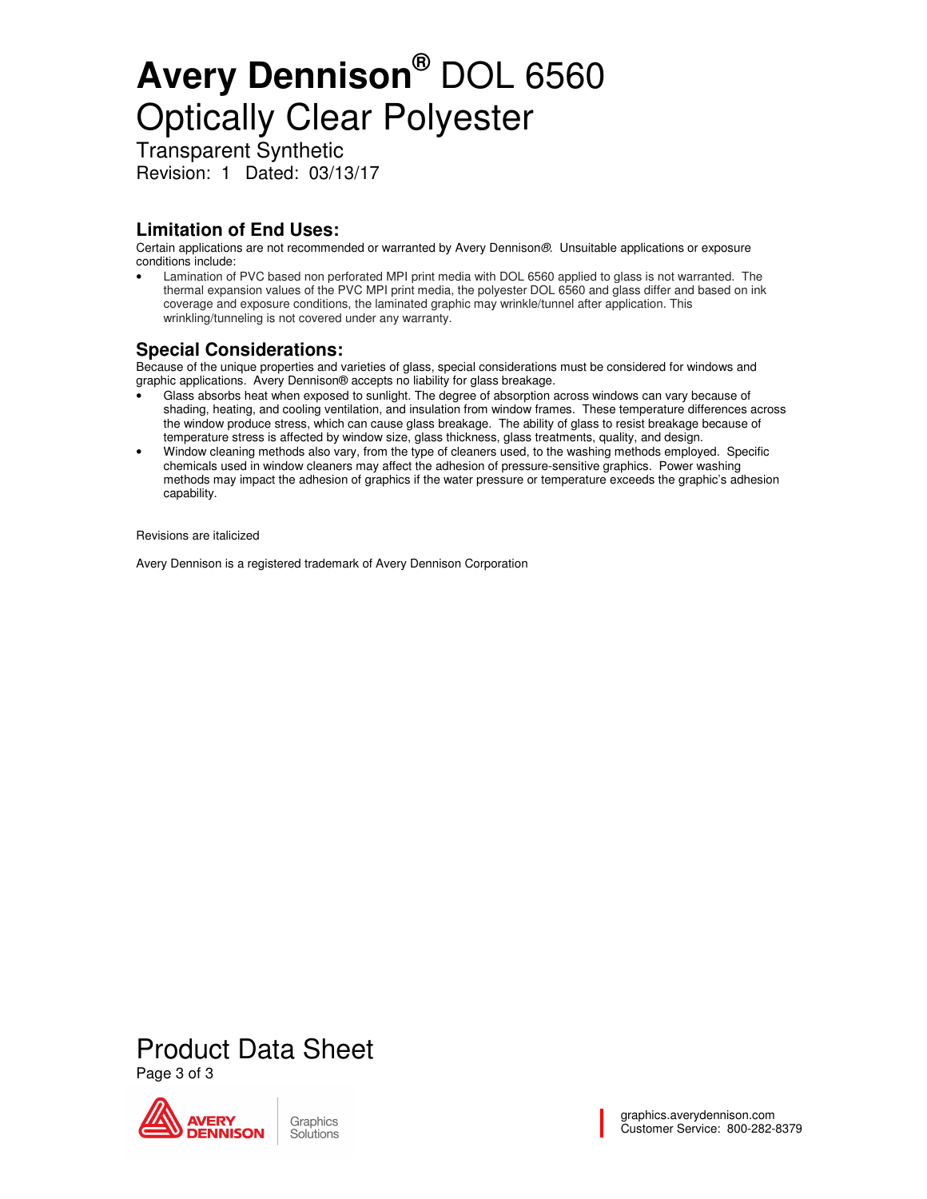# **Avery Dennison®** DOL 6560 Optically Clear Polyester

Transparent Synthetic

Revision: 1 Dated: 03/13/17

## Limitation of End Uses:

Certain applications are not recommended or warranted by Avery Dennison®. Unsuitable applications or exposure conditions include:

- Lamination of PVC based non perforated MPI print media with DOL 6560 applied to glass is not warranted. The thermal expansion values of the PVC MPI print media, the polyester DOL 6560 and glass differ and based on ink coverage and exposure conditions, the laminated graphic may wrinkle/tunnel after application. This wrinkling/tunneling is not covered under any warranty.

## Special Considerations:

Because of the unique properties and varieties of glass, special considerations must be considered for windows and graphic applications. Avery Dennison® accepts no liability for glass breakage.

- Glass absorbs heat when exposed to sunlight. The degree of absorption across windows can vary because of shading, heating, and cooling ventilation, and insulation from window frames. These temperature differences across the window produce stress, which can cause glass breakage. The ability of glass to resist breakage because of temperature stress is affected by window size, glass thickness, glass treatments, quality, and design.
- Window cleaning methods also vary, from the type of cleaners used, to the washing methods employed. Specific chemicals used in window cleaners may affect the adhesion of pressure-sensitive graphics. Power washing methods may impact the adhesion of graphics if the water pressure or temperature exceeds the graphic's adhesion capability.

Revisions are italicized

Avery Dennison is a registered trademark of Avery Dennison Corporation

Product Data Sheet

AVERY DENNISON | Graphics Solutions

graphics.averydennison.com
Customer Service: 800-282-8379